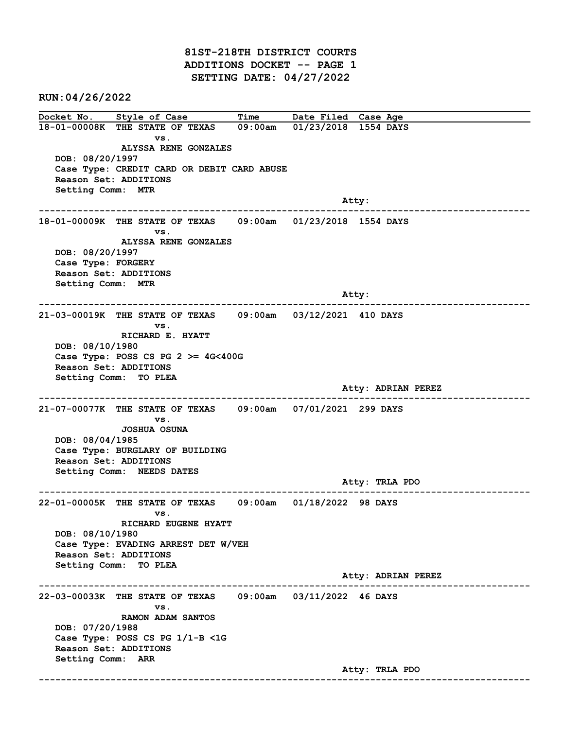# 81ST-218TH DISTRICT COURTS
## ADDITIONS DOCKET -- PAGE 1
## SETTING DATE: 04/27/2022

**RUN:04/26/2022**

| Docket No. | Style of Case | Time | Date Filed | Case Age |
|---|---|---|---|---|

---

**18-01-00008K** THE STATE OF TEXAS 09:00am 01/23/2018 1554 DAYS
vs.
ALYSSA RENE GONZALES
DOB: 08/20/1997
Case Type: CREDIT CARD OR DEBIT CARD ABUSE
Reason Set: ADDITIONS
Setting Comm: MTR
Atty:

---

**18-01-00009K** THE STATE OF TEXAS 09:00am 01/23/2018 1554 DAYS
vs.
ALYSSA RENE GONZALES
DOB: 08/20/1997
Case Type: FORGERY
Reason Set: ADDITIONS
Setting Comm: MTR
Atty:

---

**21-03-00019K** THE STATE OF TEXAS 09:00am 03/12/2021 410 DAYS
vs.
RICHARD E. HYATT
DOB: 08/10/1980
Case Type: POSS CS PG 2 >= 4G<400G
Reason Set: ADDITIONS
Setting Comm: TO PLEA
Atty: ADRIAN PEREZ

---

**21-07-00077K** THE STATE OF TEXAS 09:00am 07/01/2021 299 DAYS
vs.
JOSHUA OSUNA
DOB: 08/04/1985
Case Type: BURGLARY OF BUILDING
Reason Set: ADDITIONS
Setting Comm: NEEDS DATES
Atty: TRLA PDO

---

**22-01-00005K** THE STATE OF TEXAS 09:00am 01/18/2022 98 DAYS
vs.
RICHARD EUGENE HYATT
DOB: 08/10/1980
Case Type: EVADING ARREST DET W/VEH
Reason Set: ADDITIONS
Setting Comm: TO PLEA
Atty: ADRIAN PEREZ

---

**22-03-00033K** THE STATE OF TEXAS 09:00am 03/11/2022 46 DAYS
vs.
RAMON ADAM SANTOS
DOB: 07/20/1988
Case Type: POSS CS PG 1/1-B <1G
Reason Set: ADDITIONS
Setting Comm: ARR
Atty: TRLA PDO

---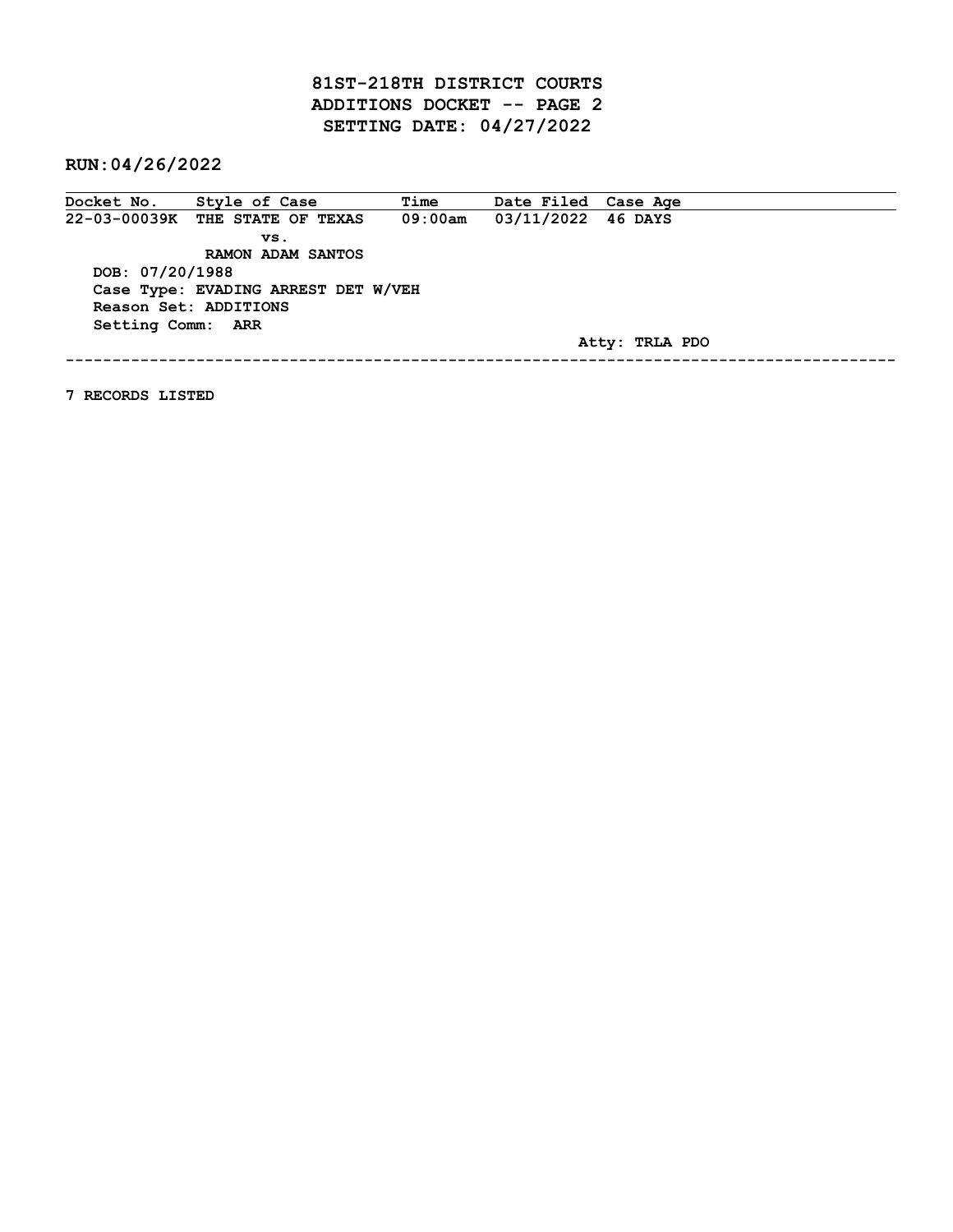**81ST-218TH DISTRICT COURTS**
**ADDITIONS DOCKET -- PAGE 2**
**SETTING DATE: 04/27/2022**

**RUN:04/26/2022**

| Docket No. | Style of Case | Time | Date Filed | Case Age |
| --- | --- | --- | --- | --- |
| 22-03-00039K | THE STATE OF TEXAS vs. RAMON ADAM SANTOS | 09:00am | 03/11/2022 | 46 DAYS |

DOB: 07/20/1988
Case Type: EVADING ARREST DET W/VEH
Reason Set: ADDITIONS
Setting Comm: ARR

Atty: TRLA PDO

---

7 RECORDS LISTED